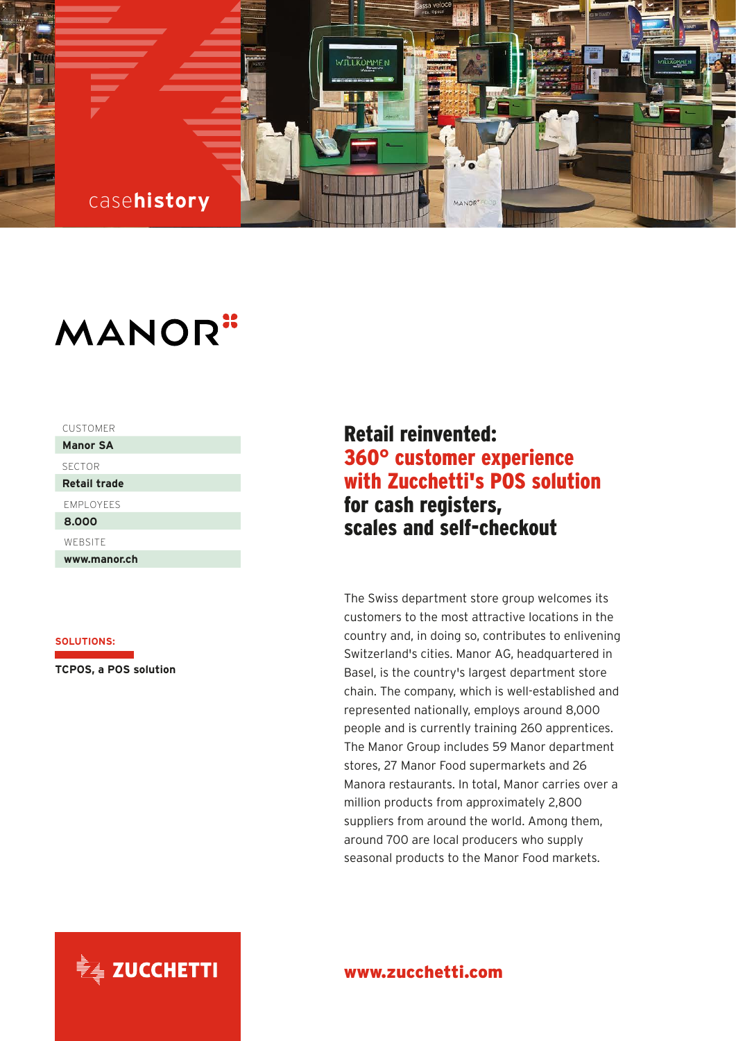casehistory

MANOR

| CUSTOMER |
| --- |
| **Manor SA** |
| SECTOR |
| **Retail trade** |
| EMPLOYEES |
| **8.000** |
| WEBSITE |
| **www.manor.ch** |

**SOLUTIONS:**

**TCPOS, a POS solution**

# Retail reinvented: 360° customer experience with Zucchetti's POS solution for cash registers, scales and self-checkout

The Swiss department store group welcomes its customers to the most attractive locations in the country and, in doing so, contributes to enlivening Switzerland's cities. Manor AG, headquartered in Basel, is the country's largest department store chain. The company, which is well-established and represented nationally, employs around 8,000 people and is currently training 260 apprentices. The Manor Group includes 59 Manor department stores, 27 Manor Food supermarkets and 26 Manora restaurants. In total, Manor carries over a million products from approximately 2,800 suppliers from around the world. Among them, around 700 are local producers who supply seasonal products to the Manor Food markets.

ZUCCHETTI

**www.zucchetti.com**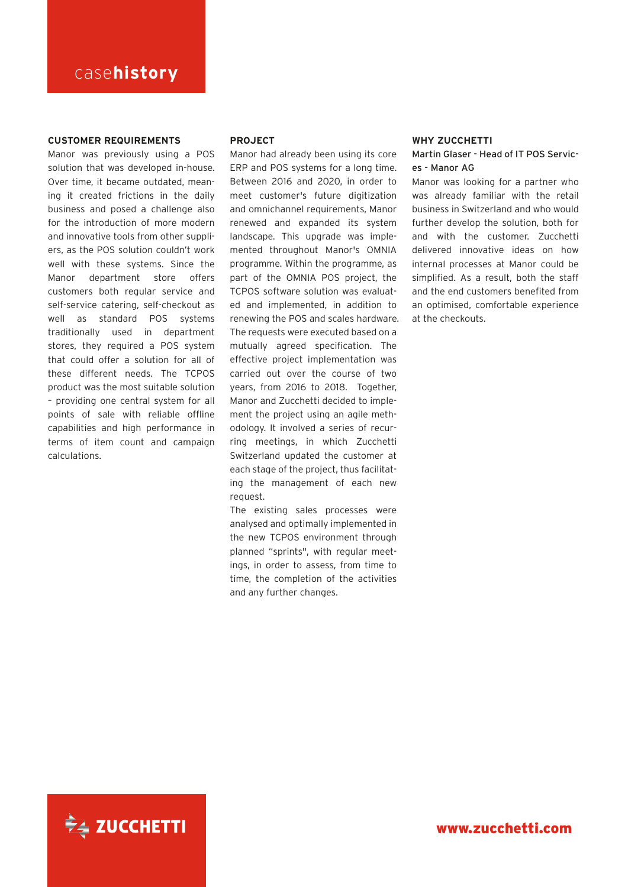# case**history**

## CUSTOMER REQUIREMENTS

Manor was previously using a POS solution that was developed in-house. Over time, it became outdated, meaning it created frictions in the daily business and posed a challenge also for the introduction of more modern and innovative tools from other suppliers, as the POS solution couldn't work well with these systems. Since the Manor department store offers customers both regular service and self-service catering, self-checkout as well as standard POS systems traditionally used in department stores, they required a POS system that could offer a solution for all of these different needs. The TCPOS product was the most suitable solution – providing one central system for all points of sale with reliable offline capabilities and high performance in terms of item count and campaign calculations.

## PROJECT

Manor had already been using its core ERP and POS systems for a long time. Between 2016 and 2020, in order to meet customer's future digitization and omnichannel requirements, Manor renewed and expanded its system landscape. This upgrade was implemented throughout Manor's OMNIA programme. Within the programme, as part of the OMNIA POS project, the TCPOS software solution was evaluated and implemented, in addition to renewing the POS and scales hardware. The requests were executed based on a mutually agreed specification. The effective project implementation was carried out over the course of two years, from 2016 to 2018. Together, Manor and Zucchetti decided to implement the project using an agile methodology. It involved a series of recurring meetings, in which Zucchetti Switzerland updated the customer at each stage of the project, thus facilitating the management of each new request.

The existing sales processes were analysed and optimally implemented in the new TCPOS environment through planned "sprints", with regular meetings, in order to assess, from time to time, the completion of the activities and any further changes.

## WHY ZUCCHETTI

Martin Glaser - Head of IT POS Services - Manor AG

Manor was looking for a partner who was already familiar with the retail business in Switzerland and who would further develop the solution, both for and with the customer. Zucchetti delivered innovative ideas on how internal processes at Manor could be simplified. As a result, both the staff and the end customers benefited from an optimised, comfortable experience at the checkouts.

ZUCCHETTI

www.zucchetti.com